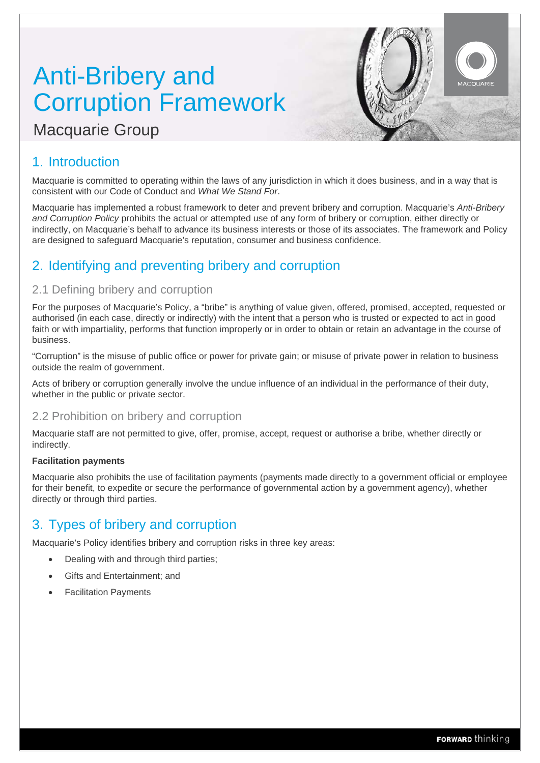# Anti-Bribery and Corruption Framework

Macquarie Group

## 1. Introduction

Macquarie is committed to operating within the laws of any jurisdiction in which it does business, and in a way that is consistent with our Code of Conduct and *What We Stand For*.

Macquarie has implemented a robust framework to deter and prevent bribery and corruption. Macquarie's *Anti-Bribery and Corruption Policy* prohibits the actual or attempted use of any form of bribery or corruption, either directly or indirectly, on Macquarie's behalf to advance its business interests or those of its associates. The framework and Policy are designed to safeguard Macquarie's reputation, consumer and business confidence.

## 2. Identifying and preventing bribery and corruption

### 2.1 Defining bribery and corruption

For the purposes of Macquarie's Policy, a "bribe" is anything of value given, offered, promised, accepted, requested or authorised (in each case, directly or indirectly) with the intent that a person who is trusted or expected to act in good faith or with impartiality, performs that function improperly or in order to obtain or retain an advantage in the course of business.

"Corruption" is the misuse of public office or power for private gain; or misuse of private power in relation to business outside the realm of government.

Acts of bribery or corruption generally involve the undue influence of an individual in the performance of their duty, whether in the public or private sector.

### 2.2 Prohibition on bribery and corruption

Macquarie staff are not permitted to give, offer, promise, accept, request or authorise a bribe, whether directly or indirectly.

**Facilitation payments**

Macquarie also prohibits the use of facilitation payments (payments made directly to a government official or employee for their benefit, to expedite or secure the performance of governmental action by a government agency), whether directly or through third parties.

## 3. Types of bribery and corruption

Macquarie's Policy identifies bribery and corruption risks in three key areas:

- Dealing with and through third parties;
- Gifts and Entertainment; and
- Facilitation Payments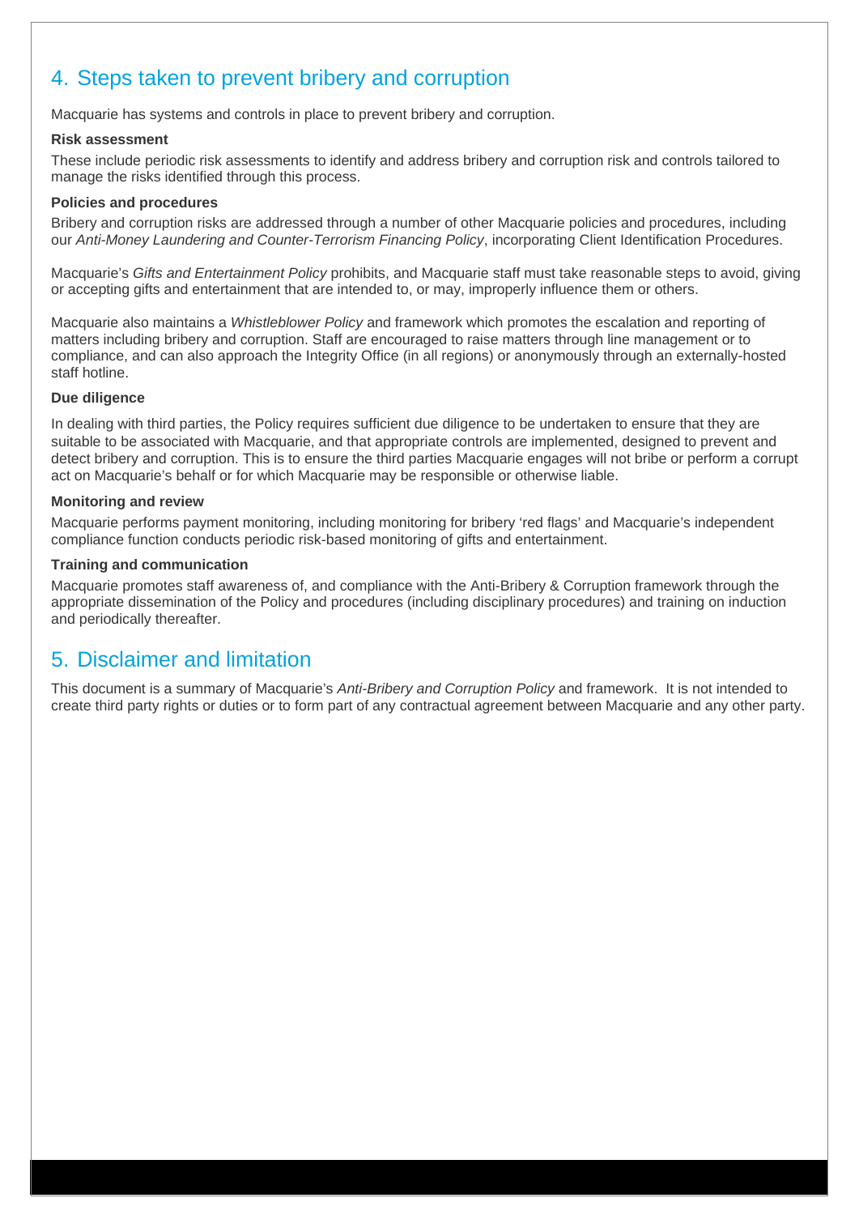## 4. Steps taken to prevent bribery and corruption

Macquarie has systems and controls in place to prevent bribery and corruption.

**Risk assessment**

These include periodic risk assessments to identify and address bribery and corruption risk and controls tailored to manage the risks identified through this process.

**Policies and procedures**

Bribery and corruption risks are addressed through a number of other Macquarie policies and procedures, including our *Anti-Money Laundering and Counter-Terrorism Financing Policy*, incorporating Client Identification Procedures.

Macquarie's *Gifts and Entertainment Policy* prohibits, and Macquarie staff must take reasonable steps to avoid, giving or accepting gifts and entertainment that are intended to, or may, improperly influence them or others.

Macquarie also maintains a *Whistleblower Policy* and framework which promotes the escalation and reporting of matters including bribery and corruption. Staff are encouraged to raise matters through line management or to compliance, and can also approach the Integrity Office (in all regions) or anonymously through an externally-hosted staff hotline.

**Due diligence**

In dealing with third parties, the Policy requires sufficient due diligence to be undertaken to ensure that they are suitable to be associated with Macquarie, and that appropriate controls are implemented, designed to prevent and detect bribery and corruption. This is to ensure the third parties Macquarie engages will not bribe or perform a corrupt act on Macquarie's behalf or for which Macquarie may be responsible or otherwise liable.

**Monitoring and review**

Macquarie performs payment monitoring, including monitoring for bribery 'red flags' and Macquarie's independent compliance function conducts periodic risk-based monitoring of gifts and entertainment.

**Training and communication**

Macquarie promotes staff awareness of, and compliance with the Anti-Bribery & Corruption framework through the appropriate dissemination of the Policy and procedures (including disciplinary procedures) and training on induction and periodically thereafter.

## 5. Disclaimer and limitation

This document is a summary of Macquarie's *Anti-Bribery and Corruption Policy* and framework. It is not intended to create third party rights or duties or to form part of any contractual agreement between Macquarie and any other party.